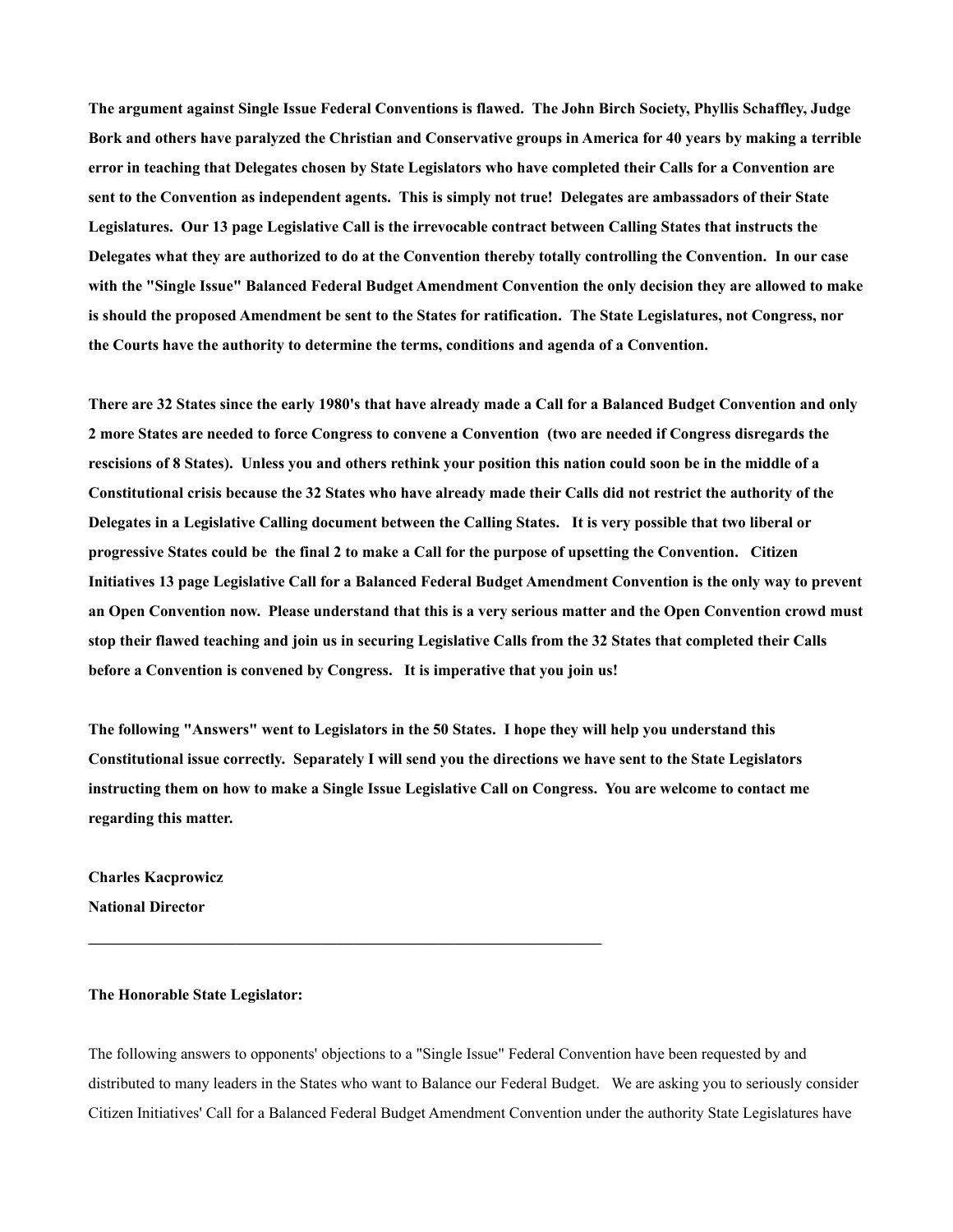**The argument against Single Issue Federal Conventions is flawed. The John Birch Society, Phyllis Schaffley, Judge Bork and others have paralyzed the Christian and Conservative groups in America for 40 years by making a terrible error in teaching that Delegates chosen by State Legislators who have completed their Calls for a Convention are sent to the Convention as independent agents. This is simply not true! Delegates are ambassadors of their State Legislatures. Our 13 page Legislative Call is the irrevocable contract between Calling States that instructs the Delegates what they are authorized to do at the Convention thereby totally controlling the Convention. In our case with the "Single Issue" Balanced Federal Budget Amendment Convention the only decision they are allowed to make is should the proposed Amendment be sent to the States for ratification. The State Legislatures, not Congress, nor the Courts have the authority to determine the terms, conditions and agenda of a Convention.**

**There are 32 States since the early 1980's that have already made a Call for a Balanced Budget Convention and only 2 more States are needed to force Congress to convene a Convention (two are needed if Congress disregards the rescisions of 8 States). Unless you and others rethink your position this nation could soon be in the middle of a Constitutional crisis because the 32 States who have already made their Calls did not restrict the authority of the Delegates in a Legislative Calling document between the Calling States. It is very possible that two liberal or progressive States could be the final 2 to make a Call for the purpose of upsetting the Convention. Citizen Initiatives 13 page Legislative Call for a Balanced Federal Budget Amendment Convention is the only way to prevent an Open Convention now. Please understand that this is a very serious matter and the Open Convention crowd must stop their flawed teaching and join us in securing Legislative Calls from the 32 States that completed their Calls before a Convention is convened by Congress. It is imperative that you join us!**

**The following "Answers" went to Legislators in the 50 States. I hope they will help you understand this Constitutional issue correctly. Separately I will send you the directions we have sent to the State Legislators instructing them on how to make a Single Issue Legislative Call on Congress. You are welcome to contact me regarding this matter.**

**Charles Kacprowicz**
**National Director**

---

**The Honorable State Legislator:**

The following answers to opponents' objections to a "Single Issue" Federal Convention have been requested by and distributed to many leaders in the States who want to Balance our Federal Budget. We are asking you to seriously consider Citizen Initiatives' Call for a Balanced Federal Budget Amendment Convention under the authority State Legislatures have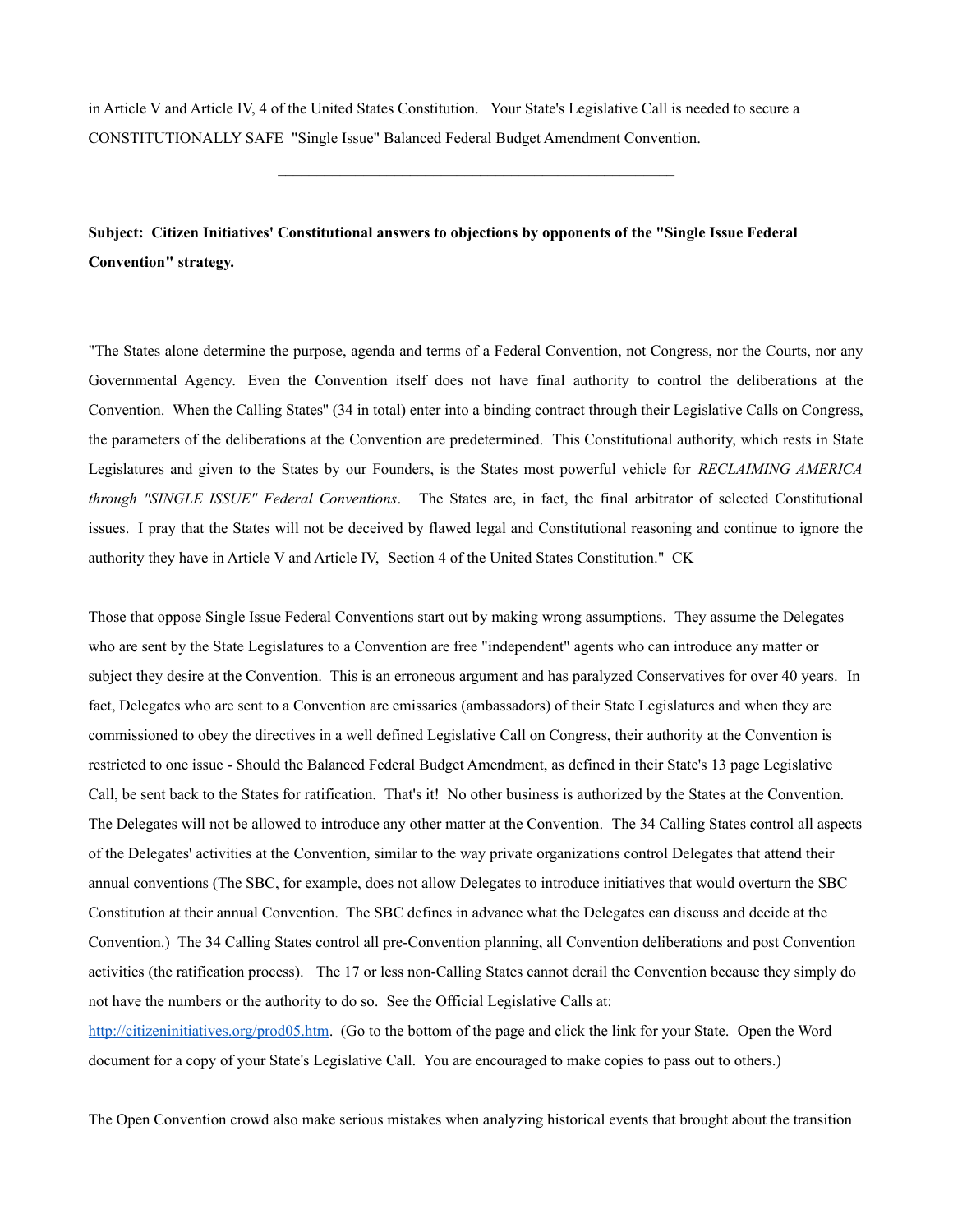in Article V and Article IV, 4 of the United States Constitution.  Your State's Legislative Call is needed to secure a CONSTITUTIONALLY SAFE "Single Issue" Balanced Federal Budget Amendment Convention.

---

**Subject: Citizen Initiatives' Constitutional answers to objections by opponents of the "Single Issue Federal Convention" strategy.**

"The States alone determine the purpose, agenda and terms of a Federal Convention, not Congress, nor the Courts, nor any Governmental Agency. Even the Convention itself does not have final authority to control the deliberations at the Convention. When the Calling States" (34 in total) enter into a binding contract through their Legislative Calls on Congress, the parameters of the deliberations at the Convention are predetermined. This Constitutional authority, which rests in State Legislatures and given to the States by our Founders, is the States most powerful vehicle for *RECLAIMING AMERICA through "SINGLE ISSUE" Federal Conventions*. The States are, in fact, the final arbitrator of selected Constitutional issues. I pray that the States will not be deceived by flawed legal and Constitutional reasoning and continue to ignore the authority they have in Article V and Article IV, Section 4 of the United States Constitution." CK

Those that oppose Single Issue Federal Conventions start out by making wrong assumptions. They assume the Delegates who are sent by the State Legislatures to a Convention are free "independent" agents who can introduce any matter or subject they desire at the Convention. This is an erroneous argument and has paralyzed Conservatives for over 40 years. In fact, Delegates who are sent to a Convention are emissaries (ambassadors) of their State Legislatures and when they are commissioned to obey the directives in a well defined Legislative Call on Congress, their authority at the Convention is restricted to one issue - Should the Balanced Federal Budget Amendment, as defined in their State's 13 page Legislative Call, be sent back to the States for ratification. That's it! No other business is authorized by the States at the Convention. The Delegates will not be allowed to introduce any other matter at the Convention. The 34 Calling States control all aspects of the Delegates' activities at the Convention, similar to the way private organizations control Delegates that attend their annual conventions (The SBC, for example, does not allow Delegates to introduce initiatives that would overturn the SBC Constitution at their annual Convention. The SBC defines in advance what the Delegates can discuss and decide at the Convention.) The 34 Calling States control all pre-Convention planning, all Convention deliberations and post Convention activities (the ratification process). The 17 or less non-Calling States cannot derail the Convention because they simply do not have the numbers or the authority to do so. See the Official Legislative Calls at: http://citizeninitiatives.org/prod05.htm. (Go to the bottom of the page and click the link for your State. Open the Word document for a copy of your State's Legislative Call. You are encouraged to make copies to pass out to others.)

The Open Convention crowd also make serious mistakes when analyzing historical events that brought about the transition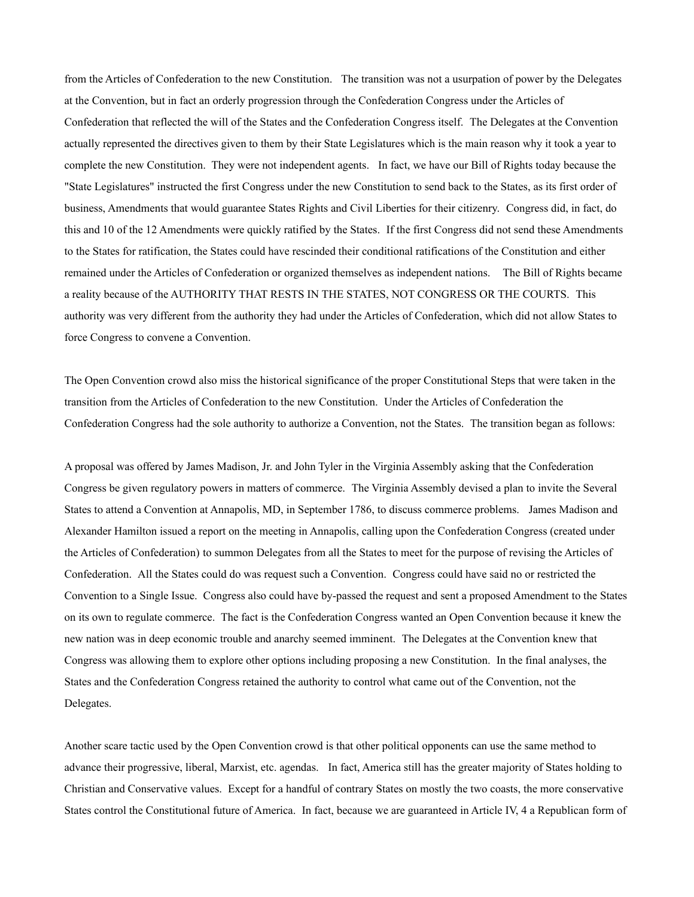from the Articles of Confederation to the new Constitution. The transition was not a usurpation of power by the Delegates at the Convention, but in fact an orderly progression through the Confederation Congress under the Articles of Confederation that reflected the will of the States and the Confederation Congress itself. The Delegates at the Convention actually represented the directives given to them by their State Legislatures which is the main reason why it took a year to complete the new Constitution. They were not independent agents. In fact, we have our Bill of Rights today because the "State Legislatures" instructed the first Congress under the new Constitution to send back to the States, as its first order of business, Amendments that would guarantee States Rights and Civil Liberties for their citizenry. Congress did, in fact, do this and 10 of the 12 Amendments were quickly ratified by the States. If the first Congress did not send these Amendments to the States for ratification, the States could have rescinded their conditional ratifications of the Constitution and either remained under the Articles of Confederation or organized themselves as independent nations. The Bill of Rights became a reality because of the AUTHORITY THAT RESTS IN THE STATES, NOT CONGRESS OR THE COURTS. This authority was very different from the authority they had under the Articles of Confederation, which did not allow States to force Congress to convene a Convention.

The Open Convention crowd also miss the historical significance of the proper Constitutional Steps that were taken in the transition from the Articles of Confederation to the new Constitution. Under the Articles of Confederation the Confederation Congress had the sole authority to authorize a Convention, not the States. The transition began as follows:

A proposal was offered by James Madison, Jr. and John Tyler in the Virginia Assembly asking that the Confederation Congress be given regulatory powers in matters of commerce. The Virginia Assembly devised a plan to invite the Several States to attend a Convention at Annapolis, MD, in September 1786, to discuss commerce problems. James Madison and Alexander Hamilton issued a report on the meeting in Annapolis, calling upon the Confederation Congress (created under the Articles of Confederation) to summon Delegates from all the States to meet for the purpose of revising the Articles of Confederation. All the States could do was request such a Convention. Congress could have said no or restricted the Convention to a Single Issue. Congress also could have by-passed the request and sent a proposed Amendment to the States on its own to regulate commerce. The fact is the Confederation Congress wanted an Open Convention because it knew the new nation was in deep economic trouble and anarchy seemed imminent. The Delegates at the Convention knew that Congress was allowing them to explore other options including proposing a new Constitution. In the final analyses, the States and the Confederation Congress retained the authority to control what came out of the Convention, not the Delegates.

Another scare tactic used by the Open Convention crowd is that other political opponents can use the same method to advance their progressive, liberal, Marxist, etc. agendas. In fact, America still has the greater majority of States holding to Christian and Conservative values. Except for a handful of contrary States on mostly the two coasts, the more conservative States control the Constitutional future of America. In fact, because we are guaranteed in Article IV, 4 a Republican form of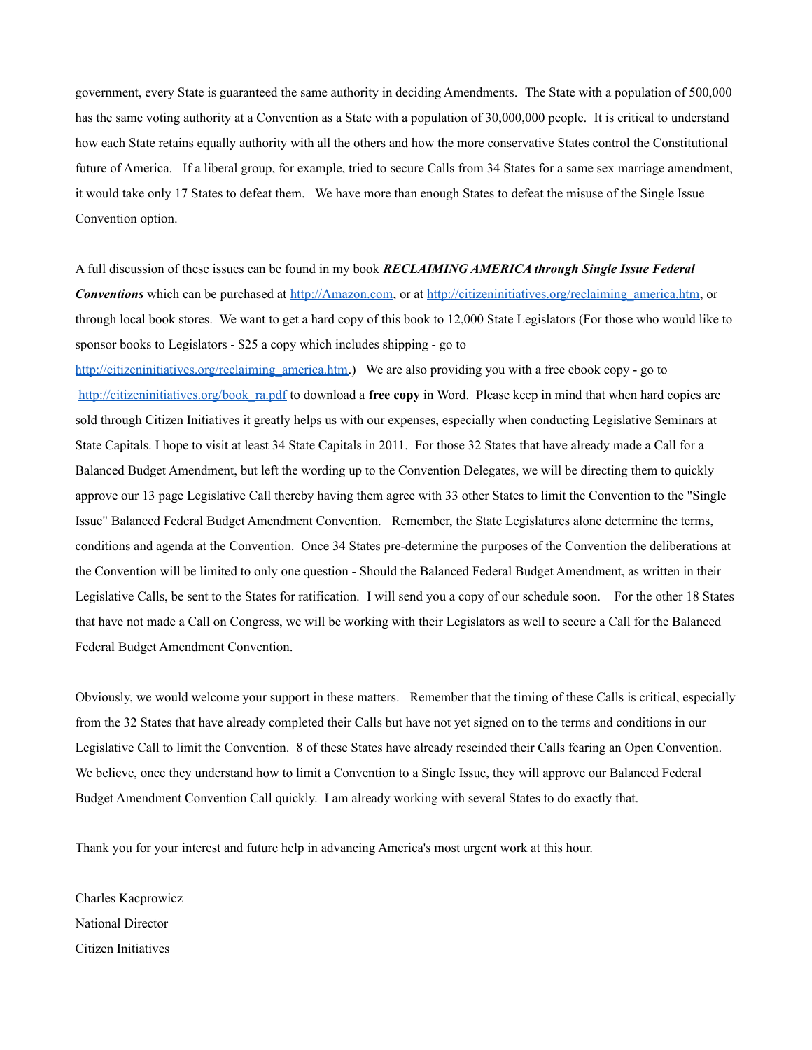government, every State is guaranteed the same authority in deciding Amendments. The State with a population of 500,000 has the same voting authority at a Convention as a State with a population of 30,000,000 people. It is critical to understand how each State retains equally authority with all the others and how the more conservative States control the Constitutional future of America. If a liberal group, for example, tried to secure Calls from 34 States for a same sex marriage amendment, it would take only 17 States to defeat them. We have more than enough States to defeat the misuse of the Single Issue Convention option.

A full discussion of these issues can be found in my book ***RECLAIMING AMERICA through Single Issue Federal Conventions*** which can be purchased at [http://Amazon.com](http://Amazon.com), or at [http://citizeninitiatives.org/reclaiming_america.htm](http://citizeninitiatives.org/reclaiming_america.htm), or through local book stores. We want to get a hard copy of this book to 12,000 State Legislators (For those who would like to sponsor books to Legislators - $25 a copy which includes shipping - go to [http://citizeninitiatives.org/reclaiming_america.htm](http://citizeninitiatives.org/reclaiming_america.htm).) We are also providing you with a free ebook copy - go to [http://citizeninitiatives.org/book_ra.pdf](http://citizeninitiatives.org/book_ra.pdf) to download a **free copy** in Word. Please keep in mind that when hard copies are sold through Citizen Initiatives it greatly helps us with our expenses, especially when conducting Legislative Seminars at State Capitals. I hope to visit at least 34 State Capitals in 2011. For those 32 States that have already made a Call for a Balanced Budget Amendment, but left the wording up to the Convention Delegates, we will be directing them to quickly approve our 13 page Legislative Call thereby having them agree with 33 other States to limit the Convention to the "Single Issue" Balanced Federal Budget Amendment Convention. Remember, the State Legislatures alone determine the terms, conditions and agenda at the Convention. Once 34 States pre-determine the purposes of the Convention the deliberations at the Convention will be limited to only one question - Should the Balanced Federal Budget Amendment, as written in their Legislative Calls, be sent to the States for ratification. I will send you a copy of our schedule soon. For the other 18 States that have not made a Call on Congress, we will be working with their Legislators as well to secure a Call for the Balanced Federal Budget Amendment Convention.

Obviously, we would welcome your support in these matters. Remember that the timing of these Calls is critical, especially from the 32 States that have already completed their Calls but have not yet signed on to the terms and conditions in our Legislative Call to limit the Convention. 8 of these States have already rescinded their Calls fearing an Open Convention. We believe, once they understand how to limit a Convention to a Single Issue, they will approve our Balanced Federal Budget Amendment Convention Call quickly. I am already working with several States to do exactly that.

Thank you for your interest and future help in advancing America's most urgent work at this hour.

Charles Kacprowicz  
National Director  
Citizen Initiatives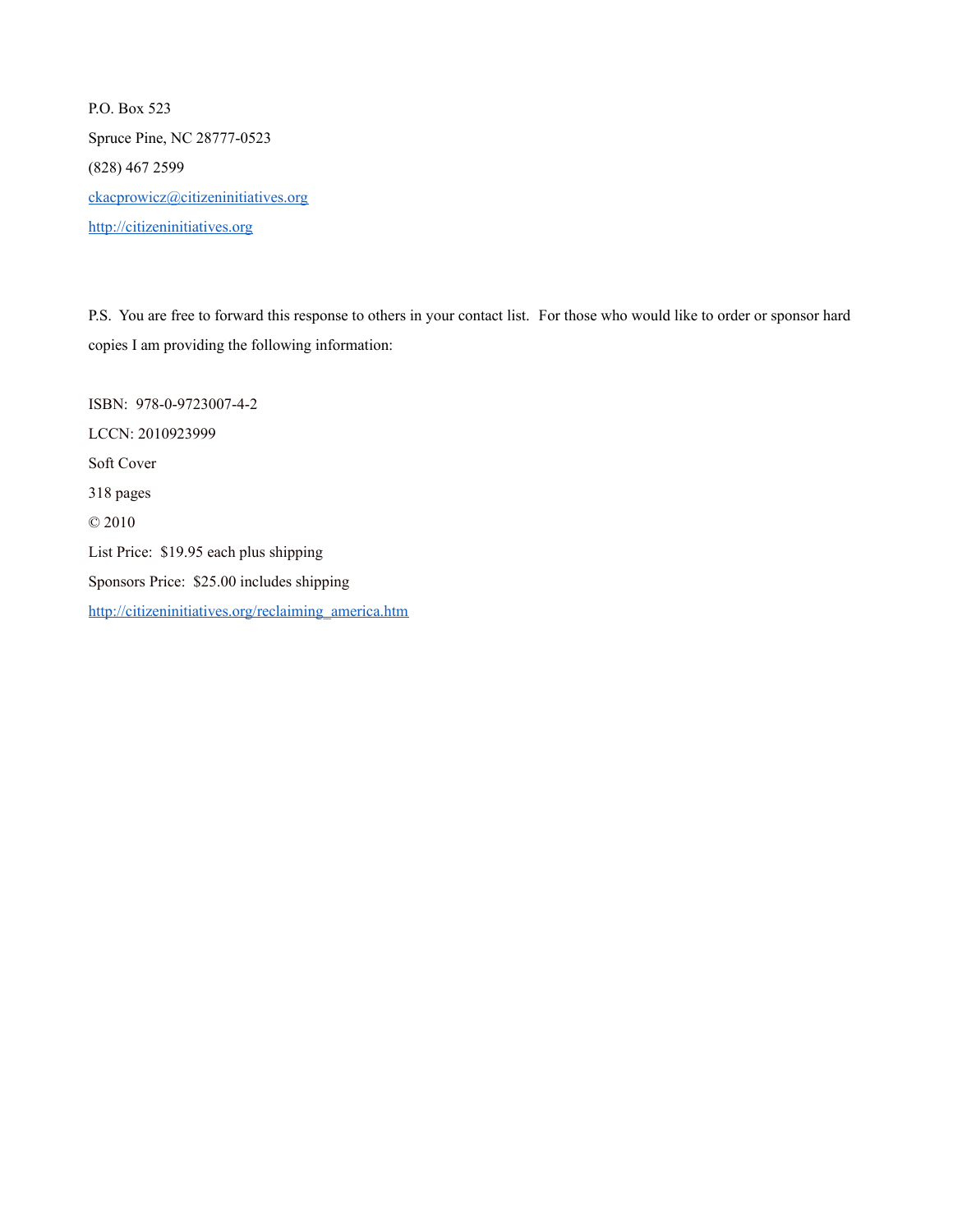P.O. Box 523

Spruce Pine, NC 28777-0523

(828) 467 2599

ckacprowicz@citizeninitiatives.org

http://citizeninitiatives.org

P.S. You are free to forward this response to others in your contact list. For those who would like to order or sponsor hard copies I am providing the following information:

ISBN: 978-0-9723007-4-2

LCCN: 2010923999

Soft Cover

318 pages

© 2010

List Price: $19.95 each plus shipping

Sponsors Price: $25.00 includes shipping

http://citizeninitiatives.org/reclaiming_america.htm